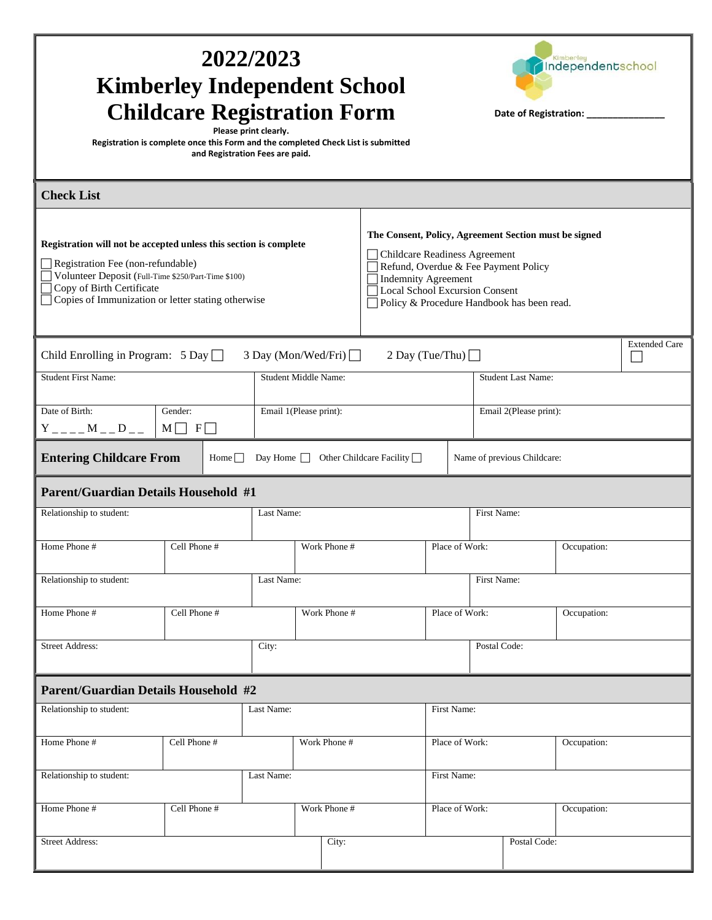# 2022/2023 Kimberley Independent School Childcare Registration Form

**Please print clearly.**

**Registration is complete once this Form and the completed Check List is submitted and Registration Fees are paid.**

Kimberley Independentschool

**Date of Registration:** _______________

## Check List

**Registration will not be accepted unless this section is complete**

- ☐ Registration Fee (non-refundable)
- ☐ Volunteer Deposit (Full-Time $250/Part-Time $100)
- ☐ Copy of Birth Certificate
- ☐ Copies of Immunization or letter stating otherwise

**The Consent, Policy, Agreement Section must be signed**

- ☐ Childcare Readiness Agreement
- ☐ Refund, Overdue & Fee Payment Policy
- ☐ Indemnity Agreement
- ☐ Local School Excursion Consent
- ☐ Policy & Procedure Handbook has been read.

Child Enrolling in Program: 5 Day ☐ 3 Day (Mon/Wed/Fri) ☐ 2 Day (Tue/Thu) ☐ | Extended Care ☐

| Student First Name: | | Student Middle Name: | Student Last Name: |
|---|---|---|---|
| Date of Birth: Y _ _ _ _ M _ _ D _ _ | Gender: M ☐ F ☐ | Email 1(Please print): | Email 2(Please print): |

**Entering Childcare From** Home ☐ Day Home ☐ Other Childcare Facility ☐ | Name of previous Childcare:

## Parent/Guardian Details Household #1

| Relationship to student: | | Last Name: | | First Name: |
|---|---|---|---|---|
| Home Phone # | Cell Phone # | Work Phone # | Place of Work: | Occupation: |
| Relationship to student: | | Last Name: | | First Name: |
| Home Phone # | Cell Phone # | Work Phone # | Place of Work: | Occupation: |
| Street Address: | | City: | | Postal Code: |

## Parent/Guardian Details Household #2

| Relationship to student: | | Last Name: | | First Name: |
|---|---|---|---|---|
| Home Phone # | Cell Phone # | Work Phone # | Place of Work: | Occupation: |
| Relationship to student: | | Last Name: | | First Name: |
| Home Phone # | Cell Phone # | Work Phone # | Place of Work: | Occupation: |
| Street Address: | | City: | | Postal Code: |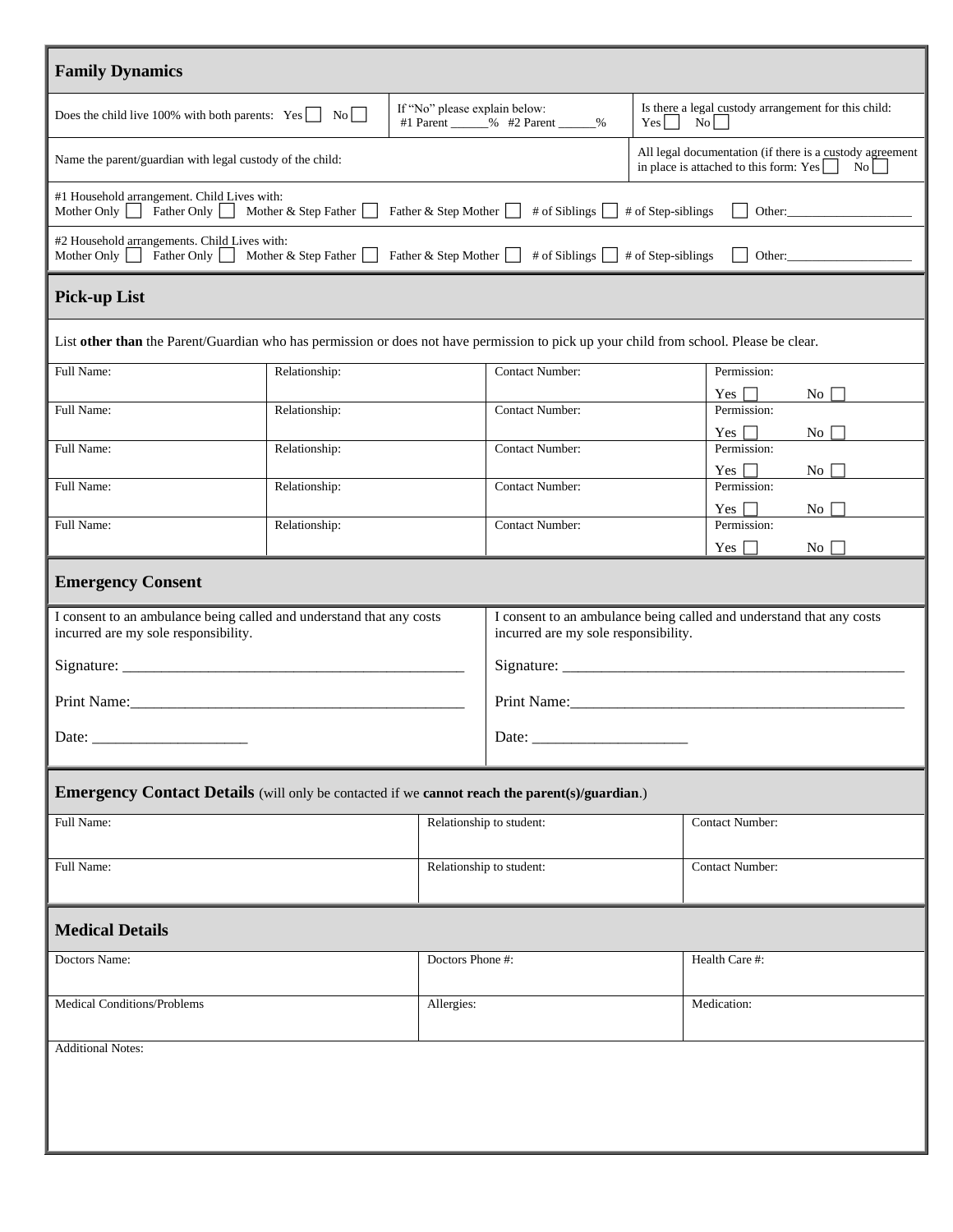## Family Dynamics

| Does the child live 100% with both parents: Yes ☐ No ☐ | If "No" please explain below: #1 Parent ______% #2 Parent ______% | Is there a legal custody arrangement for this child: Yes ☐ No ☐ |
|---|---|---|
| Name the parent/guardian with legal custody of the child: | | All legal documentation (if there is a custody agreement in place is attached to this form: Yes ☐ No ☐ |

#1 Household arrangement. Child Lives with:
Mother Only ☐ Father Only ☐ Mother & Step Father ☐ Father & Step Mother ☐ # of Siblings ☐ # of Step-siblings ☐ Other:___________________

#2 Household arrangements. Child Lives with:
Mother Only ☐ Father Only ☐ Mother & Step Father ☐ Father & Step Mother ☐ # of Siblings ☐ # of Step-siblings ☐ Other:___________________

## Pick-up List

List **other than** the Parent/Guardian who has permission or does not have permission to pick up your child from school. Please be clear.

| Full Name: | Relationship: | Contact Number: | Permission: Yes ☐ No ☐ |
|---|---|---|---|
| Full Name: | Relationship: | Contact Number: | Permission: Yes ☐ No ☐ |
| Full Name: | Relationship: | Contact Number: | Permission: Yes ☐ No ☐ |
| Full Name: | Relationship: | Contact Number: | Permission: Yes ☐ No ☐ |
| Full Name: | Relationship: | Contact Number: | Permission: Yes ☐ No ☐ |

## Emergency Consent

I consent to an ambulance being called and understand that any costs incurred are my sole responsibility.

Signature: _____________________________________________

Print Name:____________________________________________

Date: ____________________

I consent to an ambulance being called and understand that any costs incurred are my sole responsibility.

Signature: _____________________________________________

Print Name:____________________________________________

Date: ____________________

## Emergency Contact Details (will only be contacted if we **cannot reach the parent(s)/guardian**.)

| Full Name: | Relationship to student: | Contact Number: |
|---|---|---|
| Full Name: | Relationship to student: | Contact Number: |

## Medical Details

| Doctors Name: | Doctors Phone #: | Health Care #: |
|---|---|---|
| Medical Conditions/Problems | Allergies: | Medication: |

Additional Notes: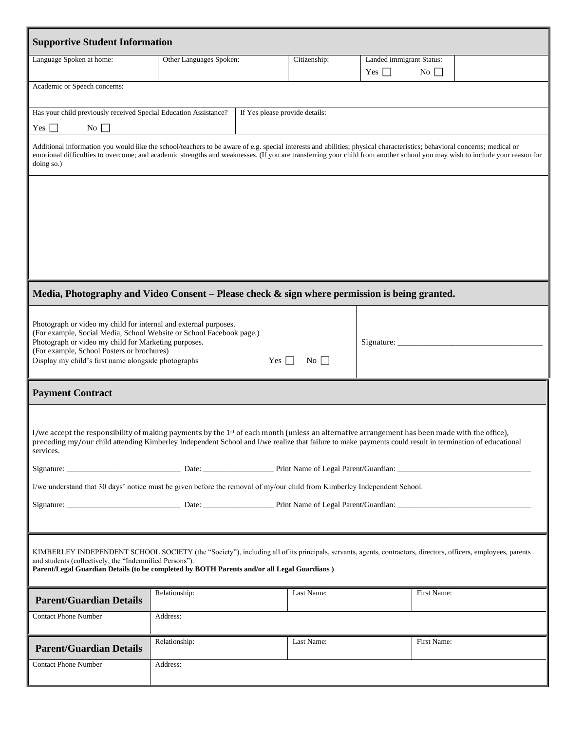## Supportive Student Information

| Language Spoken at home: | Other Languages Spoken: | Citizenship: | Landed immigrant Status: Yes ☐ No ☐ | |
|---|---|---|---|---|

Academic or Speech concerns:

| Has your child previously received Special Education Assistance? Yes ☐ No ☐ | If Yes please provide details: |
|---|---|

Additional information you would like the school/teachers to be aware of e.g. special interests and abilities; physical characteristics; behavioral concerns; medical or emotional difficulties to overcome; and academic strengths and weaknesses. (If you are transferring your child from another school you may wish to include your reason for doing so.)

## Media, Photography and Video Consent – Please check & sign where permission is being granted.

Photograph or video my child for internal and external purposes.
(For example, Social Media, School Website or School Facebook page.)
Photograph or video my child for Marketing purposes.
(For example, School Posters or brochures)
Display my child's first name alongside photographs Yes ☐ No ☐

Signature: ______________________________

## Payment Contract

I/we accept the responsibility of making payments by the 1st of each month (unless an alternative arrangement has been made with the office), preceding my/our child attending Kimberley Independent School and I/we realize that failure to make payments could result in termination of educational services.

Signature: ________________________ Date: ________________ Print Name of Legal Parent/Guardian: ______________________________

I/we understand that 30 days' notice must be given before the removal of my/our child from Kimberley Independent School.

Signature: ________________________ Date: ________________ Print Name of Legal Parent/Guardian: ______________________________

KIMBERLEY INDEPENDENT SCHOOL SOCIETY (the "Society"), including all of its principals, servants, agents, contractors, directors, officers, employees, parents and students (collectively, the "Indemnified Persons").

**Parent/Legal Guardian Details (to be completed by BOTH Parents and/or all Legal Guardians )**

| **Parent/Guardian Details** | Relationship: | Last Name: | First Name: |
|---|---|---|---|
| Contact Phone Number | Address: | | |

| **Parent/Guardian Details** | Relationship: | Last Name: | First Name: |
|---|---|---|---|
| Contact Phone Number | Address: | | |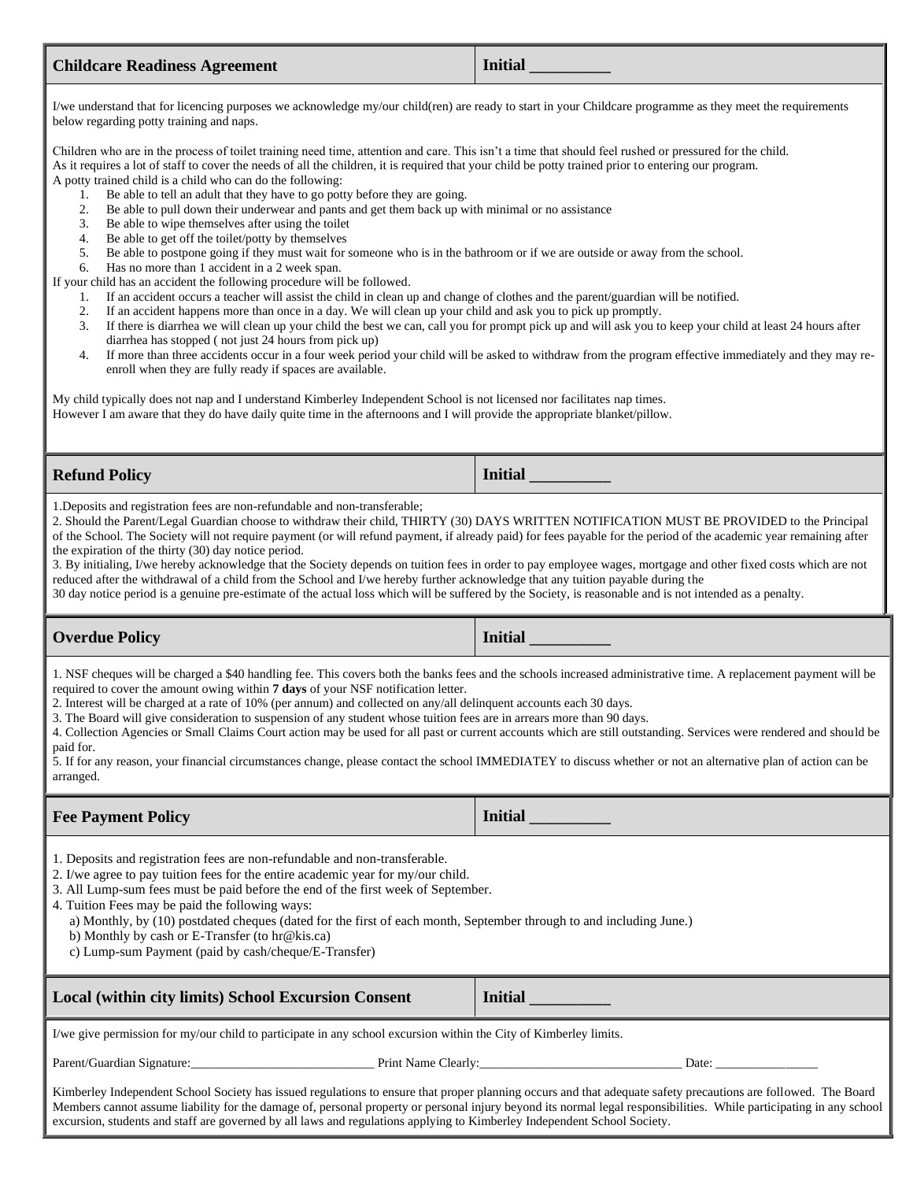## Childcare Readiness Agreement

Initial _________

I/we understand that for licencing purposes we acknowledge my/our child(ren) are ready to start in your Childcare programme as they meet the requirements below regarding potty training and naps.

Children who are in the process of toilet training need time, attention and care. This isn't a time that should feel rushed or pressured for the child.
As it requires a lot of staff to cover the needs of all the children, it is required that your child be potty trained prior to entering our program.
A potty trained child is a child who can do the following:

1. Be able to tell an adult that they have to go potty before they are going.
2. Be able to pull down their underwear and pants and get them back up with minimal or no assistance
3. Be able to wipe themselves after using the toilet
4. Be able to get off the toilet/potty by themselves
5. Be able to postpone going if they must wait for someone who is in the bathroom or if we are outside or away from the school.
6. Has no more than 1 accident in a 2 week span.

If your child has an accident the following procedure will be followed.

1. If an accident occurs a teacher will assist the child in clean up and change of clothes and the parent/guardian will be notified.
2. If an accident happens more than once in a day. We will clean up your child and ask you to pick up promptly.
3. If there is diarrhea we will clean up your child the best we can, call you for prompt pick up and will ask you to keep your child at least 24 hours after diarrhea has stopped ( not just 24 hours from pick up)
4. If more than three accidents occur in a four week period your child will be asked to withdraw from the program effective immediately and they may re-enroll when they are fully ready if spaces are available.

My child typically does not nap and I understand Kimberley Independent School is not licensed nor facilitates nap times.
However I am aware that they do have daily quite time in the afternoons and I will provide the appropriate blanket/pillow.

## Refund Policy

Initial _________

1.Deposits and registration fees are non-refundable and non-transferable;
2. Should the Parent/Legal Guardian choose to withdraw their child, THIRTY (30) DAYS WRITTEN NOTIFICATION MUST BE PROVIDED to the Principal of the School. The Society will not require payment (or will refund payment, if already paid) for fees payable for the period of the academic year remaining after the expiration of the thirty (30) day notice period.
3. By initialing, I/we hereby acknowledge that the Society depends on tuition fees in order to pay employee wages, mortgage and other fixed costs which are not reduced after the withdrawal of a child from the School and I/we hereby further acknowledge that any tuition payable during the
30 day notice period is a genuine pre-estimate of the actual loss which will be suffered by the Society, is reasonable and is not intended as a penalty.

## Overdue Policy

Initial _________

1. NSF cheques will be charged a $40 handling fee. This covers both the banks fees and the schools increased administrative time. A replacement payment will be required to cover the amount owing within **7 days** of your NSF notification letter.
2. Interest will be charged at a rate of 10% (per annum) and collected on any/all delinquent accounts each 30 days.
3. The Board will give consideration to suspension of any student whose tuition fees are in arrears more than 90 days.
4. Collection Agencies or Small Claims Court action may be used for all past or current accounts which are still outstanding. Services were rendered and should be paid for.
5. If for any reason, your financial circumstances change, please contact the school IMMEDIATEY to discuss whether or not an alternative plan of action can be arranged.

## Fee Payment Policy

Initial _________

1. Deposits and registration fees are non-refundable and non-transferable.
2. I/we agree to pay tuition fees for the entire academic year for my/our child.
3. All Lump-sum fees must be paid before the end of the first week of September.
4. Tuition Fees may be paid the following ways:
   a) Monthly, by (10) postdated cheques (dated for the first of each month, September through to and including June.)
   b) Monthly by cash or E-Transfer (to hr@kis.ca)
   c) Lump-sum Payment (paid by cash/cheque/E-Transfer)

## Local (within city limits) School Excursion Consent

Initial _________

I/we give permission for my/our child to participate in any school excursion within the City of Kimberley limits.

Parent/Guardian Signature:____________________________ Print Name Clearly:________________________________ Date: ________________

Kimberley Independent School Society has issued regulations to ensure that proper planning occurs and that adequate safety precautions are followed. The Board Members cannot assume liability for the damage of, personal property or personal injury beyond its normal legal responsibilities. While participating in any school excursion, students and staff are governed by all laws and regulations applying to Kimberley Independent School Society.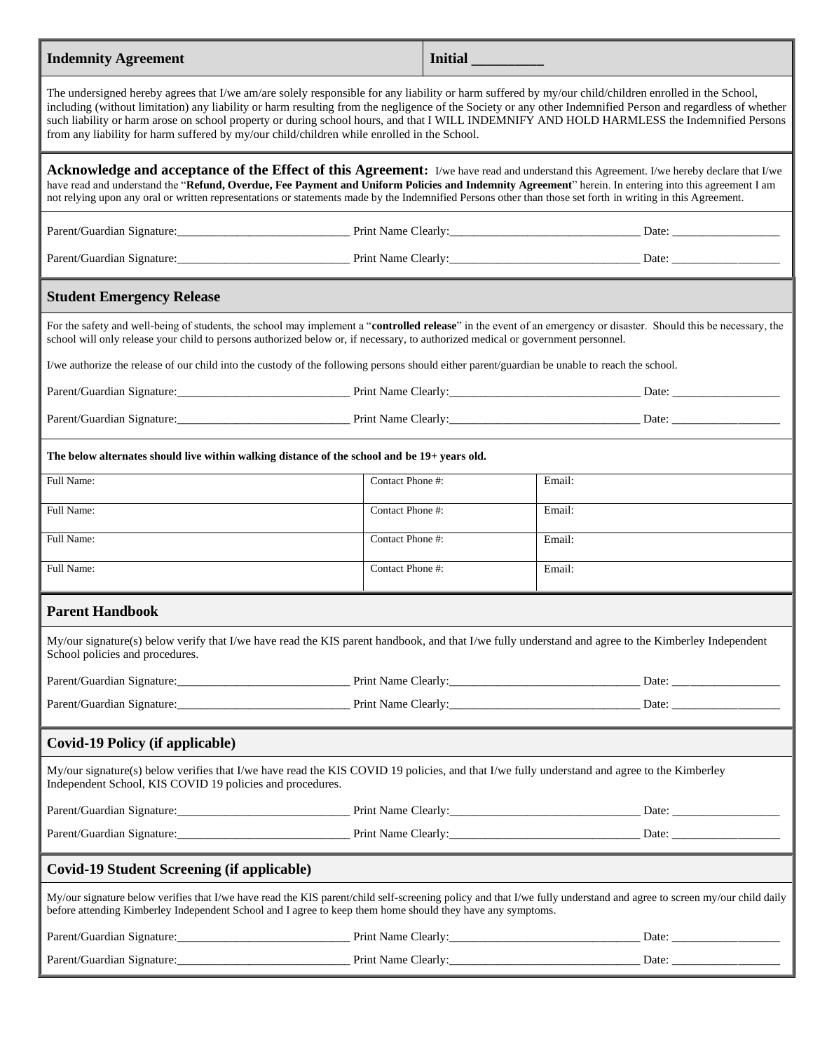## Indemnity Agreement

**Initial \_\_\_\_\_\_\_\_\_**

The undersigned hereby agrees that I/we am/are solely responsible for any liability or harm suffered by my/our child/children enrolled in the School, including (without limitation) any liability or harm resulting from the negligence of the Society or any other Indemnified Person and regardless of whether such liability or harm arose on school property or during school hours, and that I WILL INDEMNIFY AND HOLD HARMLESS the Indemnified Persons from any liability for harm suffered by my/our child/children while enrolled in the School.

**Acknowledge and acceptance of the Effect of this Agreement:** I/we have read and understand this Agreement. I/we hereby declare that I/we have read and understand the "**Refund, Overdue, Fee Payment and Uniform Policies and Indemnity Agreement**" herein. In entering into this agreement I am not relying upon any oral or written representations or statements made by the Indemnified Persons other than those set forth in writing in this Agreement.

Parent/Guardian Signature:\_\_\_\_\_\_\_\_\_\_\_\_\_\_\_\_\_\_\_\_\_\_\_\_\_\_\_\_ Print Name Clearly:\_\_\_\_\_\_\_\_\_\_\_\_\_\_\_\_\_\_\_\_\_\_\_\_\_\_\_\_\_\_\_ Date: \_\_\_\_\_\_\_\_\_\_\_\_\_\_\_\_\_\_

Parent/Guardian Signature:\_\_\_\_\_\_\_\_\_\_\_\_\_\_\_\_\_\_\_\_\_\_\_\_\_\_\_\_ Print Name Clearly:\_\_\_\_\_\_\_\_\_\_\_\_\_\_\_\_\_\_\_\_\_\_\_\_\_\_\_\_\_\_\_ Date: \_\_\_\_\_\_\_\_\_\_\_\_\_\_\_\_\_\_

## Student Emergency Release

For the safety and well-being of students, the school may implement a "**controlled release**" in the event of an emergency or disaster. Should this be necessary, the school will only release your child to persons authorized below or, if necessary, to authorized medical or government personnel.

I/we authorize the release of our child into the custody of the following persons should either parent/guardian be unable to reach the school.

Parent/Guardian Signature:\_\_\_\_\_\_\_\_\_\_\_\_\_\_\_\_\_\_\_\_\_\_\_\_\_\_\_\_ Print Name Clearly:\_\_\_\_\_\_\_\_\_\_\_\_\_\_\_\_\_\_\_\_\_\_\_\_\_\_\_\_\_\_\_ Date: \_\_\_\_\_\_\_\_\_\_\_\_\_\_\_\_\_\_

Parent/Guardian Signature:\_\_\_\_\_\_\_\_\_\_\_\_\_\_\_\_\_\_\_\_\_\_\_\_\_\_\_\_ Print Name Clearly:\_\_\_\_\_\_\_\_\_\_\_\_\_\_\_\_\_\_\_\_\_\_\_\_\_\_\_\_\_\_\_ Date: \_\_\_\_\_\_\_\_\_\_\_\_\_\_\_\_\_\_

**The below alternates should live within walking distance of the school and be 19+ years old.**

| | | |
|---|---|---|
| Full Name: | Contact Phone #: | Email: |
| Full Name: | Contact Phone #: | Email: |
| Full Name: | Contact Phone #: | Email: |
| Full Name: | Contact Phone #: | Email: |

## Parent Handbook

My/our signature(s) below verify that I/we have read the KIS parent handbook, and that I/we fully understand and agree to the Kimberley Independent School policies and procedures.

Parent/Guardian Signature:\_\_\_\_\_\_\_\_\_\_\_\_\_\_\_\_\_\_\_\_\_\_\_\_\_\_\_\_ Print Name Clearly:\_\_\_\_\_\_\_\_\_\_\_\_\_\_\_\_\_\_\_\_\_\_\_\_\_\_\_\_\_\_\_ Date: \_\_\_\_\_\_\_\_\_\_\_\_\_\_\_\_\_\_

Parent/Guardian Signature:\_\_\_\_\_\_\_\_\_\_\_\_\_\_\_\_\_\_\_\_\_\_\_\_\_\_\_\_ Print Name Clearly:\_\_\_\_\_\_\_\_\_\_\_\_\_\_\_\_\_\_\_\_\_\_\_\_\_\_\_\_\_\_\_ Date: \_\_\_\_\_\_\_\_\_\_\_\_\_\_\_\_\_\_

## Covid-19 Policy (if applicable)

My/our signature(s) below verifies that I/we have read the KIS COVID 19 policies, and that I/we fully understand and agree to the Kimberley Independent School, KIS COVID 19 policies and procedures.

Parent/Guardian Signature:\_\_\_\_\_\_\_\_\_\_\_\_\_\_\_\_\_\_\_\_\_\_\_\_\_\_\_\_ Print Name Clearly:\_\_\_\_\_\_\_\_\_\_\_\_\_\_\_\_\_\_\_\_\_\_\_\_\_\_\_\_\_\_\_ Date: \_\_\_\_\_\_\_\_\_\_\_\_\_\_\_\_\_\_

Parent/Guardian Signature:\_\_\_\_\_\_\_\_\_\_\_\_\_\_\_\_\_\_\_\_\_\_\_\_\_\_\_\_ Print Name Clearly:\_\_\_\_\_\_\_\_\_\_\_\_\_\_\_\_\_\_\_\_\_\_\_\_\_\_\_\_\_\_\_ Date: \_\_\_\_\_\_\_\_\_\_\_\_\_\_\_\_\_\_

## Covid-19 Student Screening (if applicable)

My/our signature below verifies that I/we have read the KIS parent/child self-screening policy and that I/we fully understand and agree to screen my/our child daily before attending Kimberley Independent School and I agree to keep them home should they have any symptoms.

Parent/Guardian Signature:\_\_\_\_\_\_\_\_\_\_\_\_\_\_\_\_\_\_\_\_\_\_\_\_\_\_\_\_ Print Name Clearly:\_\_\_\_\_\_\_\_\_\_\_\_\_\_\_\_\_\_\_\_\_\_\_\_\_\_\_\_\_\_\_ Date: \_\_\_\_\_\_\_\_\_\_\_\_\_\_\_\_\_\_

Parent/Guardian Signature:\_\_\_\_\_\_\_\_\_\_\_\_\_\_\_\_\_\_\_\_\_\_\_\_\_\_\_\_ Print Name Clearly:\_\_\_\_\_\_\_\_\_\_\_\_\_\_\_\_\_\_\_\_\_\_\_\_\_\_\_\_\_\_\_ Date: \_\_\_\_\_\_\_\_\_\_\_\_\_\_\_\_\_\_